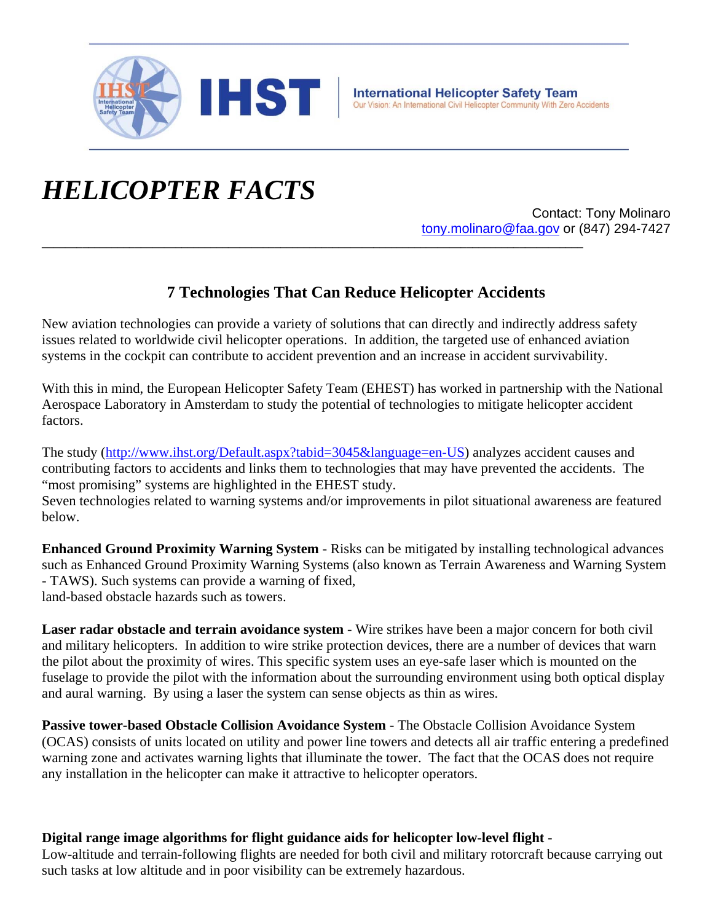**IHST** | **International Helicopter Safety Team**
Our Vision: An International Civil Helicopter Community With Zero Accidents

# *HELICOPTER FACTS*

Contact: Tony Molinaro
[tony.molinaro@faa.gov](mailto:tony.molinaro@faa.gov) or (847) 294-7427

---

## 7 Technologies That Can Reduce Helicopter Accidents

New aviation technologies can provide a variety of solutions that can directly and indirectly address safety issues related to worldwide civil helicopter operations. In addition, the targeted use of enhanced aviation systems in the cockpit can contribute to accident prevention and an increase in accident survivability.

With this in mind, the European Helicopter Safety Team (EHEST) has worked in partnership with the National Aerospace Laboratory in Amsterdam to study the potential of technologies to mitigate helicopter accident factors.

The study ([http://www.ihst.org/Default.aspx?tabid=3045&language=en-US](http://www.ihst.org/Default.aspx?tabid=3045&language=en-US)) analyzes accident causes and contributing factors to accidents and links them to technologies that may have prevented the accidents. The "most promising" systems are highlighted in the EHEST study.
Seven technologies related to warning systems and/or improvements in pilot situational awareness are featured below.

**Enhanced Ground Proximity Warning System** - Risks can be mitigated by installing technological advances such as Enhanced Ground Proximity Warning Systems (also known as Terrain Awareness and Warning System - TAWS). Such systems can provide a warning of fixed, land-based obstacle hazards such as towers.

**Laser radar obstacle and terrain avoidance system** - Wire strikes have been a major concern for both civil and military helicopters. In addition to wire strike protection devices, there are a number of devices that warn the pilot about the proximity of wires. This specific system uses an eye-safe laser which is mounted on the fuselage to provide the pilot with the information about the surrounding environment using both optical display and aural warning. By using a laser the system can sense objects as thin as wires.

**Passive tower-based Obstacle Collision Avoidance System** - The Obstacle Collision Avoidance System (OCAS) consists of units located on utility and power line towers and detects all air traffic entering a predefined warning zone and activates warning lights that illuminate the tower. The fact that the OCAS does not require any installation in the helicopter can make it attractive to helicopter operators.

**Digital range image algorithms for flight guidance aids for helicopter low-level flight** -
Low-altitude and terrain-following flights are needed for both civil and military rotorcraft because carrying out such tasks at low altitude and in poor visibility can be extremely hazardous.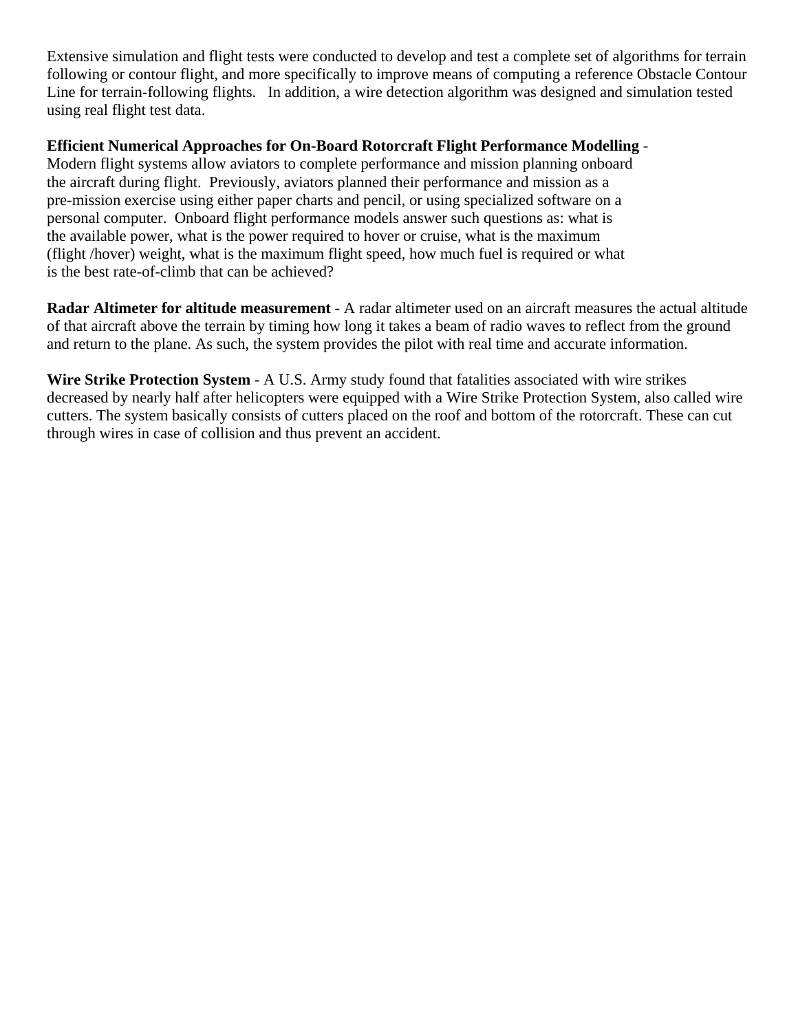Extensive simulation and flight tests were conducted to develop and test a complete set of algorithms for terrain following or contour flight, and more specifically to improve means of computing a reference Obstacle Contour Line for terrain-following flights. In addition, a wire detection algorithm was designed and simulation tested using real flight test data.

**Efficient Numerical Approaches for On-Board Rotorcraft Flight Performance Modelling** - Modern flight systems allow aviators to complete performance and mission planning onboard the aircraft during flight. Previously, aviators planned their performance and mission as a pre-mission exercise using either paper charts and pencil, or using specialized software on a personal computer. Onboard flight performance models answer such questions as: what is the available power, what is the power required to hover or cruise, what is the maximum (flight /hover) weight, what is the maximum flight speed, how much fuel is required or what is the best rate-of-climb that can be achieved?

**Radar Altimeter for altitude measurement** - A radar altimeter used on an aircraft measures the actual altitude of that aircraft above the terrain by timing how long it takes a beam of radio waves to reflect from the ground and return to the plane. As such, the system provides the pilot with real time and accurate information.

**Wire Strike Protection System** - A U.S. Army study found that fatalities associated with wire strikes decreased by nearly half after helicopters were equipped with a Wire Strike Protection System, also called wire cutters. The system basically consists of cutters placed on the roof and bottom of the rotorcraft. These can cut through wires in case of collision and thus prevent an accident.